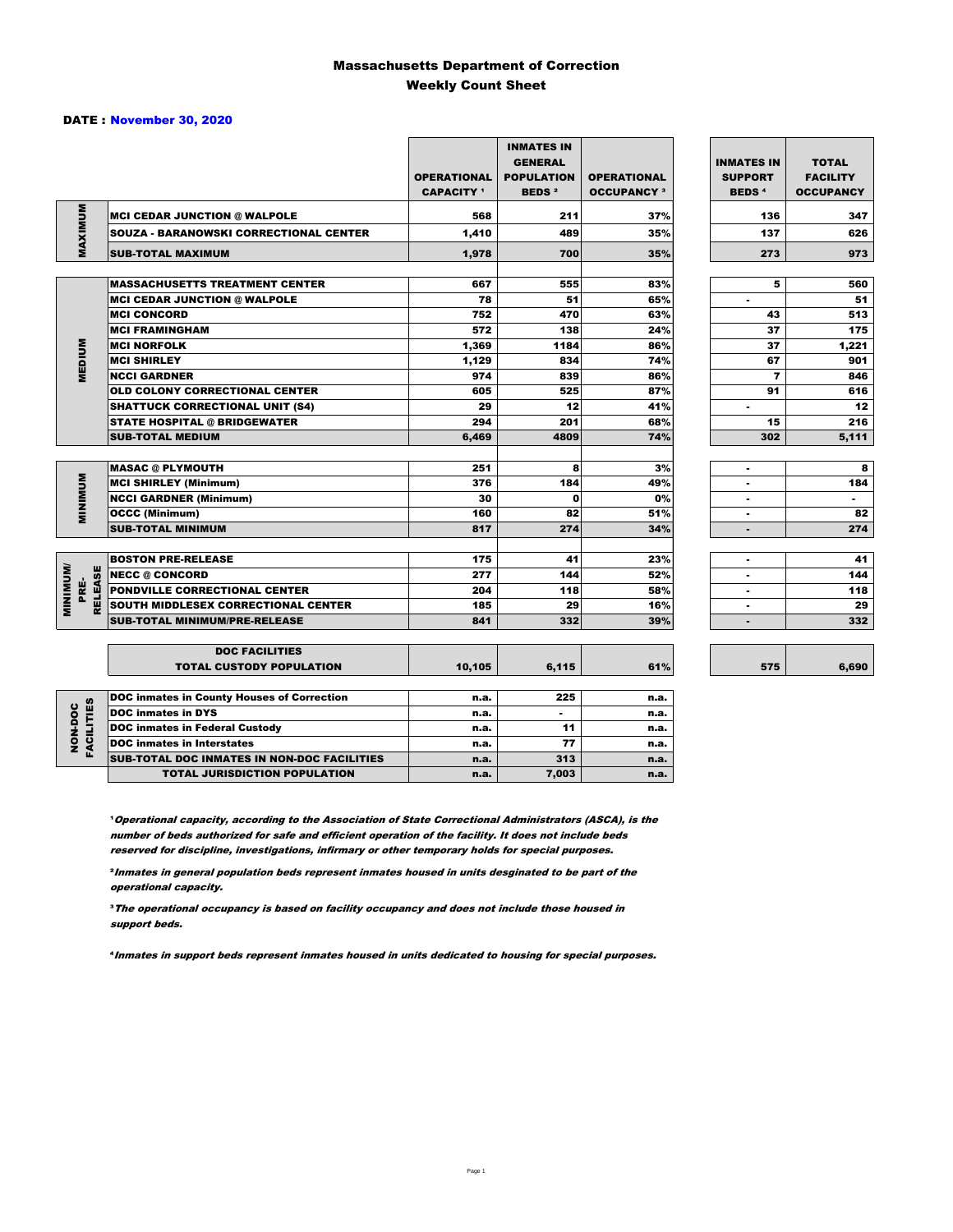# Massachusetts Department of Correction
## Weekly Count Sheet

**DATE : November 30, 2020**

| | | OPERATIONAL CAPACITY [1] | INMATES IN GENERAL POPULATION BEDS [2] | OPERATIONAL OCCUPANCY [3] | INMATES IN SUPPORT BEDS [4] | TOTAL FACILITY OCCUPANCY |
|---|---|---|---|---|---|---|
| MAXIMUM | MCI CEDAR JUNCTION @ WALPOLE | 568 | 211 | 37% | 136 | 347 |
| | SOUZA - BARANOWSKI CORRECTIONAL CENTER | 1,410 | 489 | 35% | 137 | 626 |
| | SUB-TOTAL MAXIMUM | 1,978 | 700 | 35% | 273 | 973 |
| MEDIUM | MASSACHUSETTS TREATMENT CENTER | 667 | 555 | 83% | 5 | 560 |
| | MCI CEDAR JUNCTION @ WALPOLE | 78 | 51 | 65% | - | 51 |
| | MCI CONCORD | 752 | 470 | 63% | 43 | 513 |
| | MCI FRAMINGHAM | 572 | 138 | 24% | 37 | 175 |
| | MCI NORFOLK | 1,369 | 1184 | 86% | 37 | 1,221 |
| | MCI SHIRLEY | 1,129 | 834 | 74% | 67 | 901 |
| | NCCI GARDNER | 974 | 839 | 86% | 7 | 846 |
| | OLD COLONY CORRECTIONAL CENTER | 605 | 525 | 87% | 91 | 616 |
| | SHATTUCK CORRECTIONAL UNIT (S4) | 29 | 12 | 41% | - | 12 |
| | STATE HOSPITAL @ BRIDGEWATER | 294 | 201 | 68% | 15 | 216 |
| | SUB-TOTAL MEDIUM | 6,469 | 4809 | 74% | 302 | 5,111 |
| MINIMUM | MASAC @ PLYMOUTH | 251 | 8 | 3% | - | 8 |
| | MCI SHIRLEY (Minimum) | 376 | 184 | 49% | - | 184 |
| | NCCI GARDNER (Minimum) | 30 | 0 | 0% | - | - |
| | OCCC (Minimum) | 160 | 82 | 51% | - | 82 |
| | SUB-TOTAL MINIMUM | 817 | 274 | 34% | - | 274 |
| MINIMUM/ PRE-RELEASE | BOSTON PRE-RELEASE | 175 | 41 | 23% | - | 41 |
| | NECC @ CONCORD | 277 | 144 | 52% | - | 144 |
| | PONDVILLE CORRECTIONAL CENTER | 204 | 118 | 58% | - | 118 |
| | SOUTH MIDDLESEX CORRECTIONAL CENTER | 185 | 29 | 16% | - | 29 |
| | SUB-TOTAL MINIMUM/PRE-RELEASE | 841 | 332 | 39% | - | 332 |
| | DOC FACILITIES TOTAL CUSTODY POPULATION | 10,105 | 6,115 | 61% | 575 | 6,690 |
| NON-DOC FACILITIES | DOC inmates in County Houses of Correction | n.a. | 225 | n.a. | | |
| | DOC inmates in DYS | n.a. | - | n.a. | | |
| | DOC inmates in Federal Custody | n.a. | 11 | n.a. | | |
| | DOC inmates in Interstates | n.a. | 77 | n.a. | | |
| | SUB-TOTAL DOC INMATES IN NON-DOC FACILITIES | n.a. | 313 | n.a. | | |
| | TOTAL JURISDICTION POPULATION | n.a. | 7,003 | n.a. | | |

[1] *Operational capacity, according to the Association of State Correctional Administrators (ASCA), is the number of beds authorized for safe and efficient operation of the facility. It does not include beds reserved for discipline, investigations, infirmary or other temporary holds for special purposes.*

[2] *Inmates in general population beds represent inmates housed in units desginated to be part of the operational capacity.*

[3] *The operational occupancy is based on facility occupancy and does not include those housed in support beds.*

[4] *Inmates in support beds represent inmates housed in units dedicated to housing for special purposes.*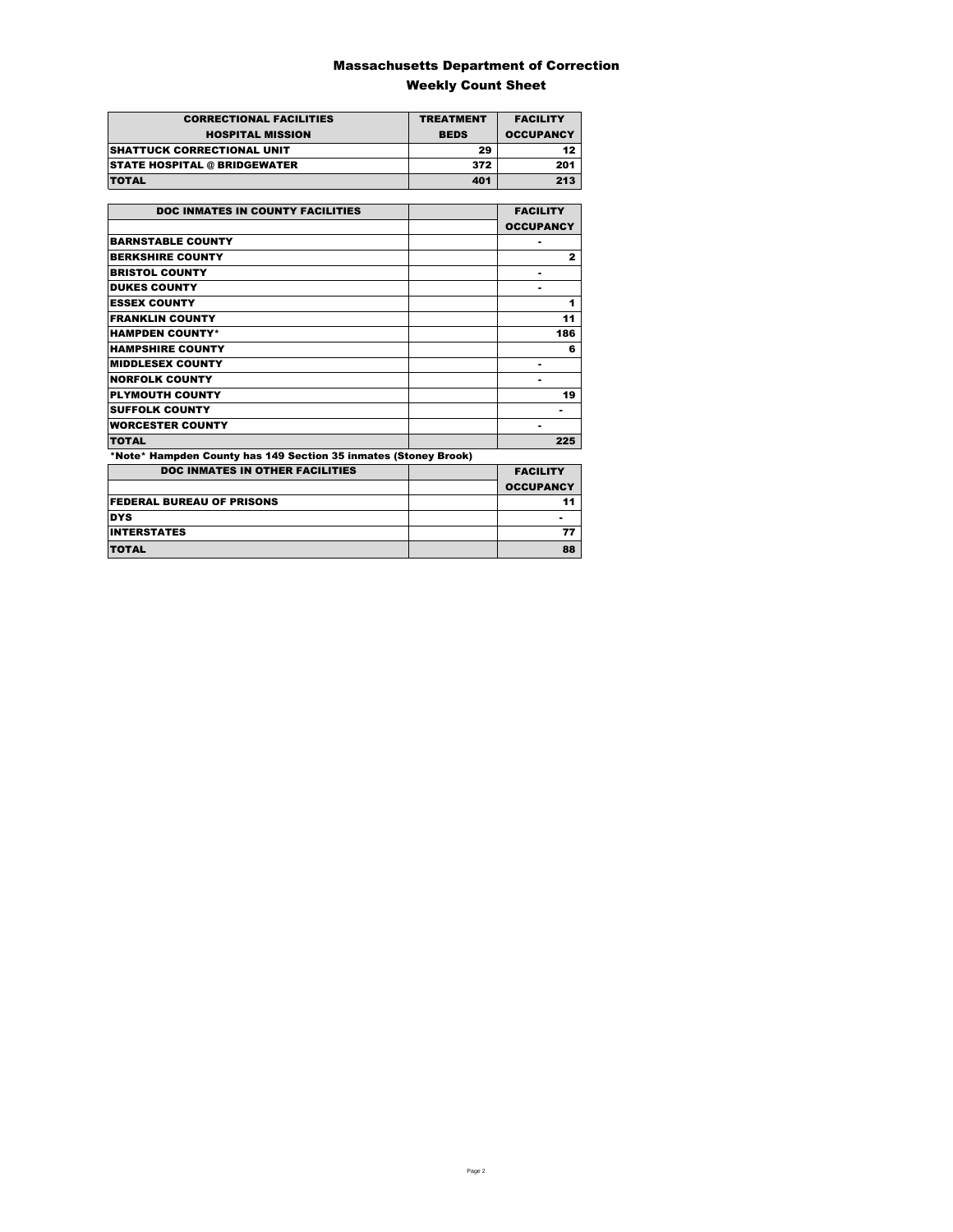# Massachusetts Department of Correction

## Weekly Count Sheet

| CORRECTIONAL FACILITIES<br>HOSPITAL MISSION | TREATMENT<br>BEDS | FACILITY<br>OCCUPANCY |
|---|---|---|
| SHATTUCK CORRECTIONAL UNIT | 29 | 12 |
| STATE HOSPITAL @ BRIDGEWATER | 372 | 201 |
| TOTAL | 401 | 213 |

| DOC INMATES IN COUNTY FACILITIES | | FACILITY<br>OCCUPANCY |
|---|---|---|
| BARNSTABLE COUNTY | | - |
| BERKSHIRE COUNTY | | 2 |
| BRISTOL COUNTY | | - |
| DUKES COUNTY | | - |
| ESSEX COUNTY | | 1 |
| FRANKLIN COUNTY | | 11 |
| HAMPDEN COUNTY* | | 186 |
| HAMPSHIRE COUNTY | | 6 |
| MIDDLESEX COUNTY | | - |
| NORFOLK COUNTY | | - |
| PLYMOUTH COUNTY | | 19 |
| SUFFOLK COUNTY | | - |
| WORCESTER COUNTY | | - |
| TOTAL | | 225 |

*Note* Hampden County has 149 Section 35 inmates (Stoney Brook)

| DOC INMATES IN OTHER FACILITIES | | FACILITY<br>OCCUPANCY |
|---|---|---|
| FEDERAL BUREAU OF PRISONS | | 11 |
| DYS | | - |
| INTERSTATES | | 77 |
| TOTAL | | 88 |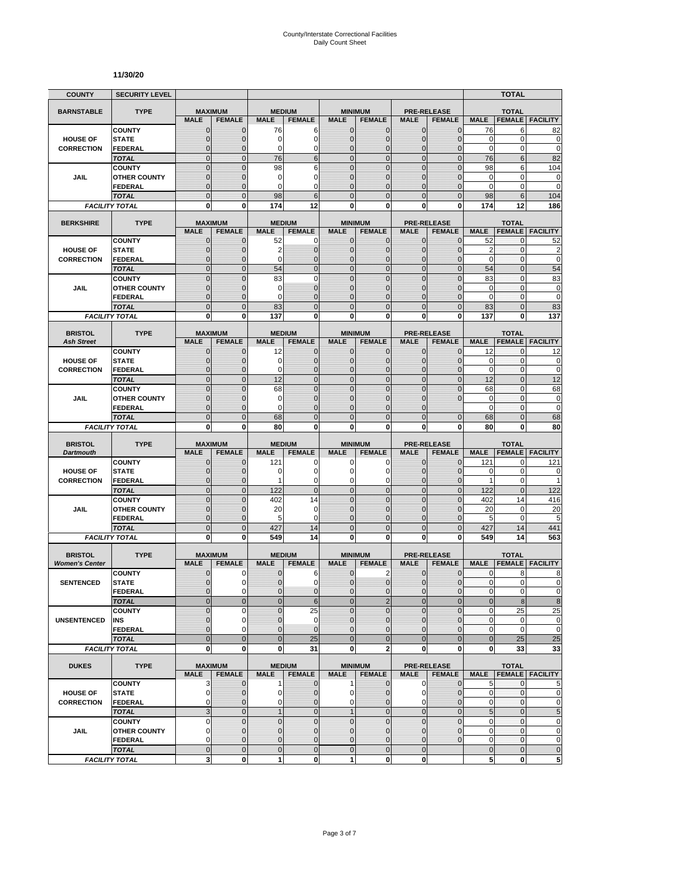# County/Interstate Correctional Facilities
## Daily Count Sheet

**11/30/20**

| COUNTY | SECURITY LEVEL | | | | | | | | | | TOTAL | |
|---|---|---|---|---|---|---|---|---|---|---|---|---|
| **BARNSTABLE** | **TYPE** | **MAXIMUM** | | **MEDIUM** | | **MINIMUM** | | **PRE-RELEASE** | | **TOTAL** | | |
| | | **MALE** | **FEMALE** | **MALE** | **FEMALE** | **MALE** | **FEMALE** | **MALE** | **FEMALE** | **MALE** | **FEMALE** | **FACILITY** |
| **HOUSE OF CORRECTION** | COUNTY | 0 | 0 | 76 | 6 | 0 | 0 | 0 | 0 | 76 | 6 | 82 |
| | STATE | 0 | 0 | 0 | 0 | 0 | 0 | 0 | 0 | 0 | 0 | 0 |
| | FEDERAL | 0 | 0 | 0 | 0 | 0 | 0 | 0 | 0 | 0 | 0 | 0 |
| | TOTAL | 0 | 0 | 76 | 6 | 0 | 0 | 0 | 0 | 76 | 6 | 82 |
| **JAIL** | COUNTY | 0 | 0 | 98 | 6 | 0 | 0 | 0 | 0 | 98 | 6 | 104 |
| | OTHER COUNTY | 0 | 0 | 0 | 0 | 0 | 0 | 0 | 0 | 0 | 0 | 0 |
| | FEDERAL | 0 | 0 | 0 | 0 | 0 | 0 | 0 | 0 | 0 | 0 | 0 |
| | TOTAL | 0 | 0 | 98 | 6 | 0 | 0 | 0 | 0 | 98 | 6 | 104 |
| **FACILITY TOTAL** | | **0** | **0** | **174** | **12** | **0** | **0** | **0** | **0** | **174** | **12** | **186** |
| **BERKSHIRE** | **TYPE** | **MAXIMUM** | | **MEDIUM** | | **MINIMUM** | | **PRE-RELEASE** | | **TOTAL** | | |
| | | **MALE** | **FEMALE** | **MALE** | **FEMALE** | **MALE** | **FEMALE** | **MALE** | **FEMALE** | **MALE** | **FEMALE** | **FACILITY** |
| **HOUSE OF CORRECTION** | COUNTY | 0 | 0 | 52 | 0 | 0 | 0 | 0 | 0 | 52 | 0 | 52 |
| | STATE | 0 | 0 | 2 | 0 | 0 | 0 | 0 | 0 | 2 | 0 | 2 |
| | FEDERAL | 0 | 0 | 0 | 0 | 0 | 0 | 0 | 0 | 0 | 0 | 0 |
| | TOTAL | 0 | 0 | 54 | 0 | 0 | 0 | 0 | 0 | 54 | 0 | 54 |
| **JAIL** | COUNTY | 0 | 0 | 83 | 0 | 0 | 0 | 0 | 0 | 83 | 0 | 83 |
| | OTHER COUNTY | 0 | 0 | 0 | 0 | 0 | 0 | 0 | 0 | 0 | 0 | 0 |
| | FEDERAL | 0 | 0 | 0 | 0 | 0 | 0 | 0 | 0 | 0 | 0 | 0 |
| | TOTAL | 0 | 0 | 83 | 0 | 0 | 0 | 0 | 0 | 83 | 0 | 83 |
| **FACILITY TOTAL** | | **0** | **0** | **137** | **0** | **0** | **0** | **0** | **0** | **137** | **0** | **137** |
| **BRISTOL** *Ash Street* | **TYPE** | **MAXIMUM** | | **MEDIUM** | | **MINIMUM** | | **PRE-RELEASE** | | **TOTAL** | | |
| | | **MALE** | **FEMALE** | **MALE** | **FEMALE** | **MALE** | **FEMALE** | **MALE** | **FEMALE** | **MALE** | **FEMALE** | **FACILITY** |
| **HOUSE OF CORRECTION** | COUNTY | 0 | 0 | 12 | 0 | 0 | 0 | 0 | 0 | 12 | 0 | 12 |
| | STATE | 0 | 0 | 0 | 0 | 0 | 0 | 0 | 0 | 0 | 0 | 0 |
| | FEDERAL | 0 | 0 | 0 | 0 | 0 | 0 | 0 | 0 | 0 | 0 | 0 |
| | TOTAL | 0 | 0 | 12 | 0 | 0 | 0 | 0 | 0 | 12 | 0 | 12 |
| **JAIL** | COUNTY | 0 | 0 | 68 | 0 | 0 | 0 | 0 | 0 | 68 | 0 | 68 |
| | OTHER COUNTY | 0 | 0 | 0 | 0 | 0 | 0 | 0 | 0 | 0 | 0 | 0 |
| | FEDERAL | 0 | 0 | 0 | 0 | 0 | 0 | 0 | | 0 | 0 | 0 |
| | TOTAL | 0 | 0 | 68 | 0 | 0 | 0 | 0 | 0 | 68 | 0 | 68 |
| **FACILITY TOTAL** | | **0** | **0** | **80** | **0** | **0** | **0** | **0** | **0** | **80** | **0** | **80** |
| **BRISTOL** *Dartmouth* | **TYPE** | **MAXIMUM** | | **MEDIUM** | | **MINIMUM** | | **PRE-RELEASE** | | **TOTAL** | | |
| | | **MALE** | **FEMALE** | **MALE** | **FEMALE** | **MALE** | **FEMALE** | **MALE** | **FEMALE** | **MALE** | **FEMALE** | **FACILITY** |
| **HOUSE OF CORRECTION** | COUNTY | 0 | 0 | 121 | 0 | 0 | 0 | 0 | 0 | 121 | 0 | 121 |
| | STATE | 0 | 0 | 0 | 0 | 0 | 0 | 0 | 0 | 0 | 0 | 0 |
| | FEDERAL | 0 | 0 | 1 | 0 | 0 | 0 | 0 | 0 | 1 | 0 | 1 |
| | TOTAL | 0 | 0 | 122 | 0 | 0 | 0 | 0 | 0 | 122 | 0 | 122 |
| **JAIL** | COUNTY | 0 | 0 | 402 | 14 | 0 | 0 | 0 | 0 | 402 | 14 | 416 |
| | OTHER COUNTY | 0 | 0 | 20 | 0 | 0 | 0 | 0 | 0 | 20 | 0 | 20 |
| | FEDERAL | 0 | 0 | 5 | 0 | 0 | 0 | 0 | 0 | 5 | 0 | 5 |
| | TOTAL | 0 | 0 | 427 | 14 | 0 | 0 | 0 | 0 | 427 | 14 | 441 |
| **FACILITY TOTAL** | | **0** | **0** | **549** | **14** | **0** | **0** | **0** | **0** | **549** | **14** | **563** |
| **BRISTOL** *Women's Center* | **TYPE** | **MAXIMUM** | | **MEDIUM** | | **MINIMUM** | | **PRE-RELEASE** | | **TOTAL** | | |
| | | **MALE** | **FEMALE** | **MALE** | **FEMALE** | **MALE** | **FEMALE** | **MALE** | **FEMALE** | **MALE** | **FEMALE** | **FACILITY** |
| **SENTENCED** | COUNTY | 0 | 0 | 0 | 6 | 0 | 2 | 0 | 0 | 0 | 8 | 8 |
| | STATE | 0 | 0 | 0 | 0 | 0 | 0 | 0 | 0 | 0 | 0 | 0 |
| | FEDERAL | 0 | 0 | 0 | 0 | 0 | 0 | 0 | 0 | 0 | 0 | 0 |
| | TOTAL | 0 | 0 | 0 | 6 | 0 | 2 | 0 | 0 | 0 | 8 | 8 |
| **UNSENTENCED** | COUNTY | 0 | 0 | 0 | 25 | 0 | 0 | 0 | 0 | 0 | 25 | 25 |
| | INS | 0 | 0 | 0 | 0 | 0 | 0 | 0 | 0 | 0 | 0 | 0 |
| | FEDERAL | 0 | 0 | 0 | 0 | 0 | 0 | 0 | 0 | 0 | 0 | 0 |
| | TOTAL | 0 | 0 | 0 | 25 | 0 | 0 | 0 | 0 | 0 | 25 | 25 |
| **FACILITY TOTAL** | | **0** | **0** | **0** | **31** | **0** | **2** | **0** | **0** | **0** | **33** | **33** |
| **DUKES** | **TYPE** | **MAXIMUM** | | **MEDIUM** | | **MINIMUM** | | **PRE-RELEASE** | | **TOTAL** | | |
| | | **MALE** | **FEMALE** | **MALE** | **FEMALE** | **MALE** | **FEMALE** | **MALE** | **FEMALE** | **MALE** | **FEMALE** | **FACILITY** |
| **HOUSE OF CORRECTION** | COUNTY | 3 | 0 | 1 | 0 | 1 | 0 | 0 | 0 | 5 | 0 | 5 |
| | STATE | 0 | 0 | 0 | 0 | 0 | 0 | 0 | 0 | 0 | 0 | 0 |
| | FEDERAL | 0 | 0 | 0 | 0 | 0 | 0 | 0 | 0 | 0 | 0 | 0 |
| | TOTAL | 3 | 0 | 1 | 0 | 1 | 0 | 0 | 0 | 5 | 0 | 5 |
| **JAIL** | COUNTY | 0 | 0 | 0 | 0 | 0 | 0 | 0 | 0 | 0 | 0 | 0 |
| | OTHER COUNTY | 0 | 0 | 0 | 0 | 0 | 0 | 0 | 0 | 0 | 0 | 0 |
| | FEDERAL | 0 | 0 | 0 | 0 | 0 | 0 | 0 | 0 | 0 | 0 | 0 |
| | TOTAL | 0 | 0 | 0 | 0 | 0 | 0 | 0 | | 0 | 0 | 0 |
| **FACILITY TOTAL** | | **3** | **0** | **1** | **0** | **1** | **0** | **0** | | **5** | **0** | **5** |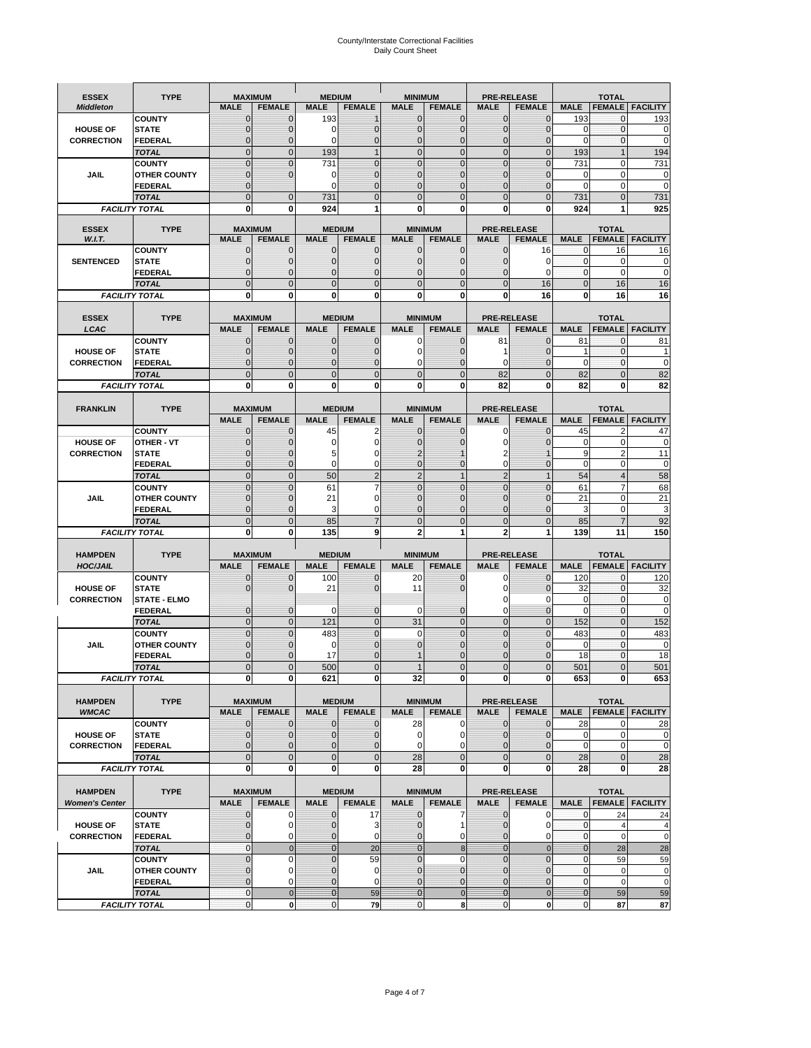# County/Interstate Correctional Facilities
## Daily Count Sheet

| ESSEX *Middleton* | TYPE | MAXIMUM | | MEDIUM | | MINIMUM | | PRE-RELEASE | | TOTAL | | |
|---|---|---|---|---|---|---|---|---|---|---|---|---|
| | | MALE | FEMALE | MALE | FEMALE | MALE | FEMALE | MALE | FEMALE | MALE | FEMALE | FACILITY |
| HOUSE OF CORRECTION | COUNTY | 0 | 0 | 193 | 1 | 0 | 0 | 0 | 0 | 193 | 0 | 193 |
| | STATE | 0 | 0 | 0 | 0 | 0 | 0 | 0 | 0 | 0 | 0 | 0 |
| | FEDERAL | 0 | 0 | 0 | 0 | 0 | 0 | 0 | 0 | 0 | 0 | 0 |
| | TOTAL | 0 | 0 | 193 | 1 | 0 | 0 | 0 | 0 | 193 | 1 | 194 |
| JAIL | COUNTY | 0 | 0 | 731 | 0 | 0 | 0 | 0 | 0 | 731 | 0 | 731 |
| | OTHER COUNTY | 0 | 0 | 0 | 0 | 0 | 0 | 0 | 0 | 0 | 0 | 0 |
| | FEDERAL | 0 | | 0 | 0 | 0 | 0 | 0 | 0 | 0 | 0 | 0 |
| | TOTAL | 0 | 0 | 731 | 0 | 0 | 0 | 0 | 0 | 731 | 0 | 731 |
| FACILITY TOTAL | | 0 | 0 | 924 | 1 | 0 | 0 | 0 | 0 | 924 | 1 | 925 |

| ESSEX *W.I.T.* | TYPE | MAXIMUM | | MEDIUM | | MINIMUM | | PRE-RELEASE | | TOTAL | | |
|---|---|---|---|---|---|---|---|---|---|---|---|---|
| | | MALE | FEMALE | MALE | FEMALE | MALE | FEMALE | MALE | FEMALE | MALE | FEMALE | FACILITY |
| SENTENCED | COUNTY | 0 | 0 | 0 | 0 | 0 | 0 | 0 | 16 | 0 | 16 | 16 |
| | STATE | 0 | 0 | 0 | 0 | 0 | 0 | 0 | 0 | 0 | 0 | 0 |
| | FEDERAL | 0 | 0 | 0 | 0 | 0 | 0 | 0 | 0 | 0 | 0 | 0 |
| | TOTAL | 0 | 0 | 0 | 0 | 0 | 0 | 0 | 16 | 0 | 16 | 16 |
| FACILITY TOTAL | | 0 | 0 | 0 | 0 | 0 | 0 | 0 | 16 | 0 | 16 | 16 |

| ESSEX *LCAC* | TYPE | MAXIMUM | | MEDIUM | | MINIMUM | | PRE-RELEASE | | TOTAL | | |
|---|---|---|---|---|---|---|---|---|---|---|---|---|
| | | MALE | FEMALE | MALE | FEMALE | MALE | FEMALE | MALE | FEMALE | MALE | FEMALE | FACILITY |
| HOUSE OF CORRECTION | COUNTY | 0 | 0 | 0 | 0 | 0 | 0 | 81 | 0 | 81 | 0 | 81 |
| | STATE | 0 | 0 | 0 | 0 | 0 | 0 | 1 | 0 | 1 | 0 | 1 |
| | FEDERAL | 0 | 0 | 0 | 0 | 0 | 0 | 0 | 0 | 0 | 0 | 0 |
| | TOTAL | 0 | 0 | 0 | 0 | 0 | 0 | 82 | 0 | 82 | 0 | 82 |
| FACILITY TOTAL | | 0 | 0 | 0 | 0 | 0 | 0 | 82 | 0 | 82 | 0 | 82 |

| FRANKLIN | TYPE | MAXIMUM | | MEDIUM | | MINIMUM | | PRE-RELEASE | | TOTAL | | |
|---|---|---|---|---|---|---|---|---|---|---|---|---|
| | | MALE | FEMALE | MALE | FEMALE | MALE | FEMALE | MALE | FEMALE | MALE | FEMALE | FACILITY |
| HOUSE OF CORRECTION | COUNTY | 0 | 0 | 45 | 2 | 0 | 0 | 0 | 0 | 45 | 2 | 47 |
| | OTHER - VT | 0 | 0 | 0 | 0 | 0 | 0 | 0 | 0 | 0 | 0 | 0 |
| | STATE | 0 | 0 | 5 | 0 | 2 | 1 | 2 | 1 | 9 | 2 | 11 |
| | FEDERAL | 0 | 0 | 0 | 0 | 0 | 0 | 0 | 0 | 0 | 0 | 0 |
| | TOTAL | 0 | 0 | 50 | 2 | 2 | 1 | 2 | 1 | 54 | 4 | 58 |
| JAIL | COUNTY | 0 | 0 | 61 | 7 | 0 | 0 | 0 | 0 | 61 | 7 | 68 |
| | OTHER COUNTY | 0 | 0 | 21 | 0 | 0 | 0 | 0 | 0 | 21 | 0 | 21 |
| | FEDERAL | 0 | 0 | 3 | 0 | 0 | 0 | 0 | 0 | 3 | 0 | 3 |
| | TOTAL | 0 | 0 | 85 | 7 | 0 | 0 | 0 | 0 | 85 | 7 | 92 |
| FACILITY TOTAL | | 0 | 0 | 135 | 9 | 2 | 1 | 2 | 1 | 139 | 11 | 150 |

| HAMPDEN *HOC/JAIL* | TYPE | MAXIMUM | | MEDIUM | | MINIMUM | | PRE-RELEASE | | TOTAL | | |
|---|---|---|---|---|---|---|---|---|---|---|---|---|
| | | MALE | FEMALE | MALE | FEMALE | MALE | FEMALE | MALE | FEMALE | MALE | FEMALE | FACILITY |
| HOUSE OF CORRECTION | COUNTY | 0 | 0 | 100 | 0 | 20 | 0 | 0 | 0 | 120 | 0 | 120 |
| | STATE | 0 | 0 | 21 | 0 | 11 | 0 | 0 | 0 | 32 | 0 | 32 |
| | STATE - ELMO | | | | | | | 0 | 0 | 0 | 0 | 0 |
| | FEDERAL | 0 | 0 | 0 | 0 | 0 | 0 | 0 | 0 | 0 | 0 | 0 |
| | TOTAL | 0 | 0 | 121 | 0 | 31 | 0 | 0 | 0 | 152 | 0 | 152 |
| JAIL | COUNTY | 0 | 0 | 483 | 0 | 0 | 0 | 0 | 0 | 483 | 0 | 483 |
| | OTHER COUNTY | 0 | 0 | 0 | 0 | 0 | 0 | 0 | 0 | 0 | 0 | 0 |
| | FEDERAL | 0 | 0 | 17 | 0 | 1 | 0 | 0 | 0 | 18 | 0 | 18 |
| | TOTAL | 0 | 0 | 500 | 0 | 1 | 0 | 0 | 0 | 501 | 0 | 501 |
| FACILITY TOTAL | | 0 | 0 | 621 | 0 | 32 | 0 | 0 | 0 | 653 | 0 | 653 |

| HAMPDEN *WMCAC* | TYPE | MAXIMUM | | MEDIUM | | MINIMUM | | PRE-RELEASE | | TOTAL | | |
|---|---|---|---|---|---|---|---|---|---|---|---|---|
| | | MALE | FEMALE | MALE | FEMALE | MALE | FEMALE | MALE | FEMALE | MALE | FEMALE | FACILITY |
| HOUSE OF CORRECTION | COUNTY | 0 | 0 | 0 | 0 | 28 | 0 | 0 | 0 | 28 | 0 | 28 |
| | STATE | 0 | 0 | 0 | 0 | 0 | 0 | 0 | 0 | 0 | 0 | 0 |
| | FEDERAL | 0 | 0 | 0 | 0 | 0 | 0 | 0 | 0 | 0 | 0 | 0 |
| | TOTAL | 0 | 0 | 0 | 0 | 28 | 0 | 0 | 0 | 28 | 0 | 28 |
| FACILITY TOTAL | | 0 | 0 | 0 | 0 | 28 | 0 | 0 | 0 | 28 | 0 | 28 |

| HAMPDEN *Women's Center* | TYPE | MAXIMUM | | MEDIUM | | MINIMUM | | PRE-RELEASE | | TOTAL | | |
|---|---|---|---|---|---|---|---|---|---|---|---|---|
| | | MALE | FEMALE | MALE | FEMALE | MALE | FEMALE | MALE | FEMALE | MALE | FEMALE | FACILITY |
| HOUSE OF CORRECTION | COUNTY | 0 | 0 | 0 | 17 | 0 | 7 | 0 | 0 | 0 | 24 | 24 |
| | STATE | 0 | 0 | 0 | 3 | 0 | 1 | 0 | 0 | 0 | 4 | 4 |
| | FEDERAL | 0 | 0 | 0 | 0 | 0 | 0 | 0 | 0 | 0 | 0 | 0 |
| | TOTAL | 0 | 0 | 0 | 20 | 0 | 8 | 0 | 0 | 0 | 28 | 28 |
| JAIL | COUNTY | 0 | 0 | 0 | 59 | 0 | 0 | 0 | 0 | 0 | 59 | 59 |
| | OTHER COUNTY | 0 | 0 | 0 | 0 | 0 | 0 | 0 | 0 | 0 | 0 | 0 |
| | FEDERAL | 0 | 0 | 0 | 0 | 0 | 0 | 0 | 0 | 0 | 0 | 0 |
| | TOTAL | 0 | 0 | 0 | 59 | 0 | 0 | 0 | 0 | 0 | 59 | 59 |
| FACILITY TOTAL | | 0 | 0 | 0 | 79 | 0 | 8 | 0 | 0 | 0 | 87 | 87 |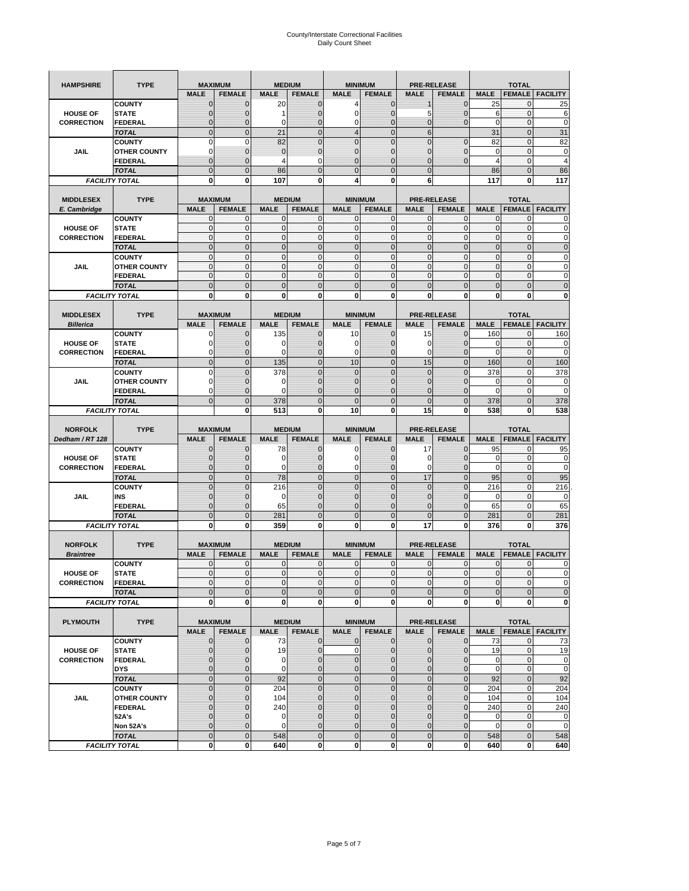# County/Interstate Correctional Facilities
# Daily Count Sheet

| HAMPSHIRE | TYPE | MAXIMUM | | MEDIUM | | MINIMUM | | PRE-RELEASE | | TOTAL | | |
|---|---|---|---|---|---|---|---|---|---|---|---|---|
| | | MALE | FEMALE | MALE | FEMALE | MALE | FEMALE | MALE | FEMALE | MALE | FEMALE | FACILITY |
| HOUSE OF CORRECTION | COUNTY | 0 | 0 | 20 | 0 | 4 | 0 | 1 | 0 | 25 | 0 | 25 |
| | STATE | 0 | 0 | 1 | 0 | 0 | 0 | 5 | 0 | 6 | 0 | 6 |
| | FEDERAL | 0 | 0 | 0 | 0 | 0 | 0 | 0 | 0 | 0 | 0 | 0 |
| | TOTAL | 0 | 0 | 21 | 0 | 4 | 0 | 6 | | 31 | 0 | 31 |
| JAIL | COUNTY | 0 | 0 | 82 | 0 | 0 | 0 | 0 | 0 | 82 | 0 | 82 |
| | OTHER COUNTY | 0 | 0 | 0 | 0 | 0 | 0 | 0 | 0 | 0 | 0 | 0 |
| | FEDERAL | 0 | 0 | 4 | 0 | 0 | 0 | 0 | 0 | 4 | 0 | 4 |
| | TOTAL | 0 | 0 | 86 | 0 | 0 | 0 | 0 | | 86 | 0 | 86 |
| FACILITY TOTAL | | 0 | 0 | 107 | 0 | 4 | 0 | 6 | | 117 | 0 | 117 |

| MIDDLESEX E. Cambridge | TYPE | MAXIMUM | | MEDIUM | | MINIMUM | | PRE-RELEASE | | TOTAL | | |
|---|---|---|---|---|---|---|---|---|---|---|---|---|
| | | MALE | FEMALE | MALE | FEMALE | MALE | FEMALE | MALE | FEMALE | MALE | FEMALE | FACILITY |
| HOUSE OF CORRECTION | COUNTY | 0 | 0 | 0 | 0 | 0 | 0 | 0 | 0 | 0 | 0 | 0 |
| | STATE | 0 | 0 | 0 | 0 | 0 | 0 | 0 | 0 | 0 | 0 | 0 |
| | FEDERAL | 0 | 0 | 0 | 0 | 0 | 0 | 0 | 0 | 0 | 0 | 0 |
| | TOTAL | 0 | 0 | 0 | 0 | 0 | 0 | 0 | 0 | 0 | 0 | 0 |
| JAIL | COUNTY | 0 | 0 | 0 | 0 | 0 | 0 | 0 | 0 | 0 | 0 | 0 |
| | OTHER COUNTY | 0 | 0 | 0 | 0 | 0 | 0 | 0 | 0 | 0 | 0 | 0 |
| | FEDERAL | 0 | 0 | 0 | 0 | 0 | 0 | 0 | 0 | 0 | 0 | 0 |
| | TOTAL | 0 | 0 | 0 | 0 | 0 | 0 | 0 | 0 | 0 | 0 | 0 |
| FACILITY TOTAL | | 0 | 0 | 0 | 0 | 0 | 0 | 0 | 0 | 0 | 0 | 0 |

| MIDDLESEX Billerica | TYPE | MAXIMUM | | MEDIUM | | MINIMUM | | PRE-RELEASE | | TOTAL | | |
|---|---|---|---|---|---|---|---|---|---|---|---|---|
| | | MALE | FEMALE | MALE | FEMALE | MALE | FEMALE | MALE | FEMALE | MALE | FEMALE | FACILITY |
| HOUSE OF CORRECTION | COUNTY | 0 | 0 | 135 | 0 | 10 | 0 | 15 | 0 | 160 | 0 | 160 |
| | STATE | 0 | 0 | 0 | 0 | 0 | 0 | 0 | 0 | 0 | 0 | 0 |
| | FEDERAL | 0 | 0 | 0 | 0 | 0 | 0 | 0 | 0 | 0 | 0 | 0 |
| | TOTAL | 0 | 0 | 135 | 0 | 10 | 0 | 15 | 0 | 160 | 0 | 160 |
| JAIL | COUNTY | 0 | 0 | 378 | 0 | 0 | 0 | 0 | 0 | 378 | 0 | 378 |
| | OTHER COUNTY | 0 | 0 | 0 | 0 | 0 | 0 | 0 | 0 | 0 | 0 | 0 |
| | FEDERAL | 0 | 0 | 0 | 0 | 0 | 0 | 0 | 0 | 0 | 0 | 0 |
| | TOTAL | 0 | 0 | 378 | 0 | 0 | 0 | 0 | 0 | 378 | 0 | 378 |
| FACILITY TOTAL | | | 0 | 513 | 0 | 10 | 0 | 15 | 0 | 538 | 0 | 538 |

| NORFOLK Dedham / RT 128 | TYPE | MAXIMUM | | MEDIUM | | MINIMUM | | PRE-RELEASE | | TOTAL | | |
|---|---|---|---|---|---|---|---|---|---|---|---|---|
| | | MALE | FEMALE | MALE | FEMALE | MALE | FEMALE | MALE | FEMALE | MALE | FEMALE | FACILITY |
| HOUSE OF CORRECTION | COUNTY | 0 | 0 | 78 | 0 | 0 | 0 | 17 | 0 | 95 | 0 | 95 |
| | STATE | 0 | 0 | 0 | 0 | 0 | 0 | 0 | 0 | 0 | 0 | 0 |
| | FEDERAL | 0 | 0 | 0 | 0 | 0 | 0 | 0 | 0 | 0 | 0 | 0 |
| | TOTAL | 0 | 0 | 78 | 0 | 0 | 0 | 17 | 0 | 95 | 0 | 95 |
| JAIL | COUNTY | 0 | 0 | 216 | 0 | 0 | 0 | 0 | 0 | 216 | 0 | 216 |
| | INS | 0 | 0 | 0 | 0 | 0 | 0 | 0 | 0 | 0 | 0 | 0 |
| | FEDERAL | 0 | 0 | 65 | 0 | 0 | 0 | 0 | 0 | 65 | 0 | 65 |
| | TOTAL | 0 | 0 | 281 | 0 | 0 | 0 | 0 | 0 | 281 | 0 | 281 |
| FACILITY TOTAL | | 0 | 0 | 359 | 0 | 0 | 0 | 17 | 0 | 376 | 0 | 376 |

| NORFOLK Braintree | TYPE | MAXIMUM | | MEDIUM | | MINIMUM | | PRE-RELEASE | | TOTAL | | |
|---|---|---|---|---|---|---|---|---|---|---|---|---|
| | | MALE | FEMALE | MALE | FEMALE | MALE | FEMALE | MALE | FEMALE | MALE | FEMALE | FACILITY |
| HOUSE OF CORRECTION | COUNTY | 0 | 0 | 0 | 0 | 0 | 0 | 0 | 0 | 0 | 0 | 0 |
| | STATE | 0 | 0 | 0 | 0 | 0 | 0 | 0 | 0 | 0 | 0 | 0 |
| | FEDERAL | 0 | 0 | 0 | 0 | 0 | 0 | 0 | 0 | 0 | 0 | 0 |
| | TOTAL | 0 | 0 | 0 | 0 | 0 | 0 | 0 | 0 | 0 | 0 | 0 |
| FACILITY TOTAL | | 0 | 0 | 0 | 0 | 0 | 0 | 0 | 0 | 0 | 0 | 0 |

| PLYMOUTH | TYPE | MAXIMUM | | MEDIUM | | MINIMUM | | PRE-RELEASE | | TOTAL | | |
|---|---|---|---|---|---|---|---|---|---|---|---|---|
| | | MALE | FEMALE | MALE | FEMALE | MALE | FEMALE | MALE | FEMALE | MALE | FEMALE | FACILITY |
| HOUSE OF CORRECTION | COUNTY | 0 | 0 | 73 | 0 | 0 | 0 | 0 | 0 | 73 | 0 | 73 |
| | STATE | 0 | 0 | 19 | 0 | 0 | 0 | 0 | 0 | 19 | 0 | 19 |
| | FEDERAL | 0 | 0 | 0 | 0 | 0 | 0 | 0 | 0 | 0 | 0 | 0 |
| | DYS | 0 | 0 | 0 | 0 | 0 | 0 | 0 | 0 | 0 | 0 | 0 |
| | TOTAL | 0 | 0 | 92 | 0 | 0 | 0 | 0 | 0 | 92 | 0 | 92 |
| JAIL | COUNTY | 0 | 0 | 204 | 0 | 0 | 0 | 0 | 0 | 204 | 0 | 204 |
| | OTHER COUNTY | 0 | 0 | 104 | 0 | 0 | 0 | 0 | 0 | 104 | 0 | 104 |
| | FEDERAL | 0 | 0 | 240 | 0 | 0 | 0 | 0 | 0 | 240 | 0 | 240 |
| | 52A's | 0 | 0 | 0 | 0 | 0 | 0 | 0 | 0 | 0 | 0 | 0 |
| | Non 52A's | 0 | 0 | 0 | 0 | 0 | 0 | 0 | 0 | 0 | 0 | 0 |
| | TOTAL | 0 | 0 | 548 | 0 | 0 | 0 | 0 | 0 | 548 | 0 | 548 |
| FACILITY TOTAL | | 0 | 0 | 640 | 0 | 0 | 0 | 0 | 0 | 640 | 0 | 640 |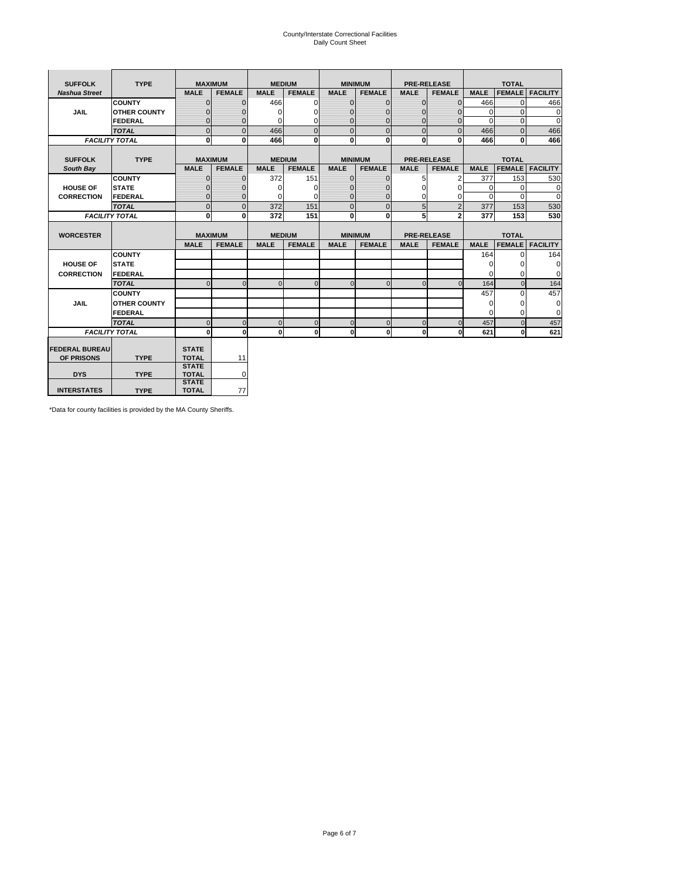# County/Interstate Correctional Facilities
## Daily Count Sheet

| SUFFOLK | TYPE | MAXIMUM | | MEDIUM | | MINIMUM | | PRE-RELEASE | | TOTAL | | |
|---|---|---|---|---|---|---|---|---|---|---|---|---|
| *Nashua Street* | | MALE | FEMALE | MALE | FEMALE | MALE | FEMALE | MALE | FEMALE | MALE | FEMALE | FACILITY |
| JAIL | COUNTY | 0 | 0 | 466 | 0 | 0 | 0 | 0 | 0 | 466 | 0 | 466 |
| | OTHER COUNTY | 0 | 0 | 0 | 0 | 0 | 0 | 0 | 0 | 0 | 0 | 0 |
| | FEDERAL | 0 | 0 | 0 | 0 | 0 | 0 | 0 | 0 | 0 | 0 | 0 |
| | *TOTAL* | 0 | 0 | 466 | 0 | 0 | 0 | 0 | 0 | 466 | 0 | 466 |
| *FACILITY TOTAL* | | **0** | **0** | **466** | **0** | **0** | **0** | **0** | **0** | **466** | **0** | **466** |

| SUFFOLK | TYPE | MAXIMUM | | MEDIUM | | MINIMUM | | PRE-RELEASE | | TOTAL | | |
|---|---|---|---|---|---|---|---|---|---|---|---|---|
| *South Bay* | | MALE | FEMALE | MALE | FEMALE | MALE | FEMALE | MALE | FEMALE | MALE | FEMALE | FACILITY |
| HOUSE OF CORRECTION | COUNTY | 0 | 0 | 372 | 151 | 0 | 0 | 5 | 2 | 377 | 153 | 530 |
| | STATE | 0 | 0 | 0 | 0 | 0 | 0 | 0 | 0 | 0 | 0 | 0 |
| | FEDERAL | 0 | 0 | 0 | 0 | 0 | 0 | 0 | 0 | 0 | 0 | 0 |
| | *TOTAL* | 0 | 0 | 372 | 151 | 0 | 0 | 5 | 2 | 377 | 153 | 530 |
| *FACILITY TOTAL* | | **0** | **0** | **372** | **151** | **0** | **0** | **5** | **2** | **377** | **153** | **530** |

| WORCESTER | | MAXIMUM | | MEDIUM | | MINIMUM | | PRE-RELEASE | | TOTAL | | |
|---|---|---|---|---|---|---|---|---|---|---|---|---|
| | | MALE | FEMALE | MALE | FEMALE | MALE | FEMALE | MALE | FEMALE | MALE | FEMALE | FACILITY |
| HOUSE OF CORRECTION | COUNTY | | | | | | | | | 164 | 0 | 164 |
| | STATE | | | | | | | | | 0 | 0 | 0 |
| | FEDERAL | | | | | | | | | 0 | 0 | 0 |
| | *TOTAL* | 0 | 0 | 0 | 0 | 0 | 0 | 0 | 0 | 164 | 0 | 164 |
| JAIL | COUNTY | | | | | | | | | 457 | 0 | 457 |
| | OTHER COUNTY | | | | | | | | | 0 | 0 | 0 |
| | FEDERAL | | | | | | | | | 0 | 0 | 0 |
| | *TOTAL* | 0 | 0 | 0 | 0 | 0 | 0 | 0 | 0 | 457 | 0 | 457 |
| *FACILITY TOTAL* | | **0** | **0** | **0** | **0** | **0** | **0** | **0** | **0** | **621** | **0** | **621** |

| | | | |
|---|---|---|---|
| FEDERAL BUREAU OF PRISONS | TYPE | STATE TOTAL | 11 |
| DYS | TYPE | STATE TOTAL | 0 |
| INTERSTATES | TYPE | STATE TOTAL | 77 |

*Data for county facilities is provided by the MA County Sheriffs.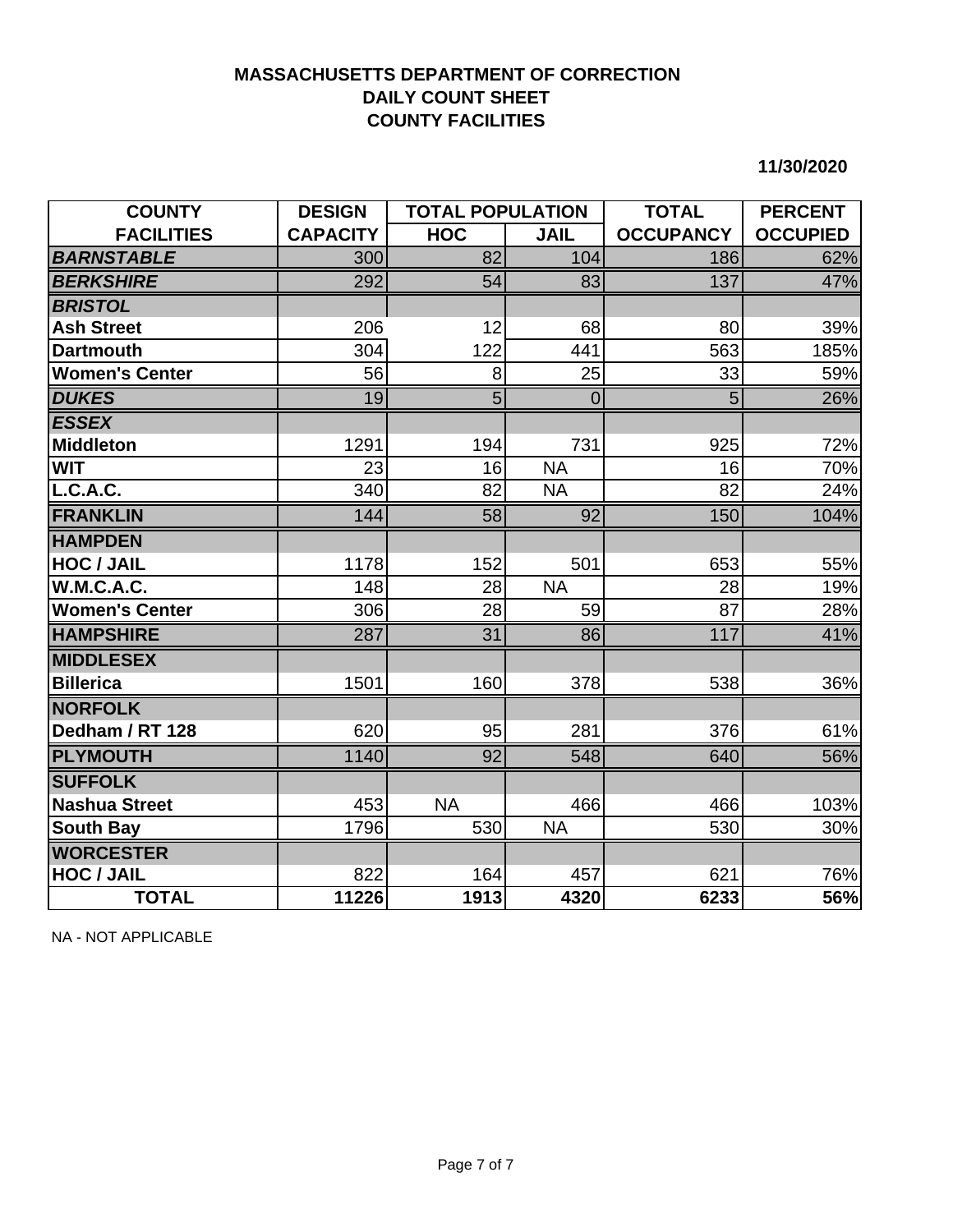# MASSACHUSETTS DEPARTMENT OF CORRECTION
## DAILY COUNT SHEET
## COUNTY FACILITIES

**11/30/2020**

| COUNTY FACILITIES | DESIGN CAPACITY | TOTAL POPULATION | | TOTAL OCCUPANCY | PERCENT OCCUPIED |
|---|---|---|---|---|---|
| | | HOC | JAIL | | |
| ***BARNSTABLE*** | 300 | 82 | 104 | 186 | 62% |
| ***BERKSHIRE*** | 292 | 54 | 83 | 137 | 47% |
| ***BRISTOL*** | | | | | |
| **Ash Street** | 206 | 12 | 68 | 80 | 39% |
| **Dartmouth** | 304 | 122 | 441 | 563 | 185% |
| **Women's Center** | 56 | 8 | 25 | 33 | 59% |
| ***DUKES*** | 19 | 5 | 0 | 5 | 26% |
| ***ESSEX*** | | | | | |
| **Middleton** | 1291 | 194 | 731 | 925 | 72% |
| **WIT** | 23 | 16 | NA | 16 | 70% |
| **L.C.A.C.** | 340 | 82 | NA | 82 | 24% |
| **FRANKLIN** | 144 | 58 | 92 | 150 | 104% |
| **HAMPDEN** | | | | | |
| **HOC / JAIL** | 1178 | 152 | 501 | 653 | 55% |
| **W.M.C.A.C.** | 148 | 28 | NA | 28 | 19% |
| **Women's Center** | 306 | 28 | 59 | 87 | 28% |
| **HAMPSHIRE** | 287 | 31 | 86 | 117 | 41% |
| **MIDDLESEX** | | | | | |
| **Billerica** | 1501 | 160 | 378 | 538 | 36% |
| **NORFOLK** | | | | | |
| **Dedham / RT 128** | 620 | 95 | 281 | 376 | 61% |
| **PLYMOUTH** | 1140 | 92 | 548 | 640 | 56% |
| **SUFFOLK** | | | | | |
| **Nashua Street** | 453 | NA | 466 | 466 | 103% |
| **South Bay** | 1796 | 530 | NA | 530 | 30% |
| **WORCESTER** | | | | | |
| **HOC / JAIL** | 822 | 164 | 457 | 621 | 76% |
| **TOTAL** | **11226** | **1913** | **4320** | **6233** | **56%** |

NA - NOT APPLICABLE